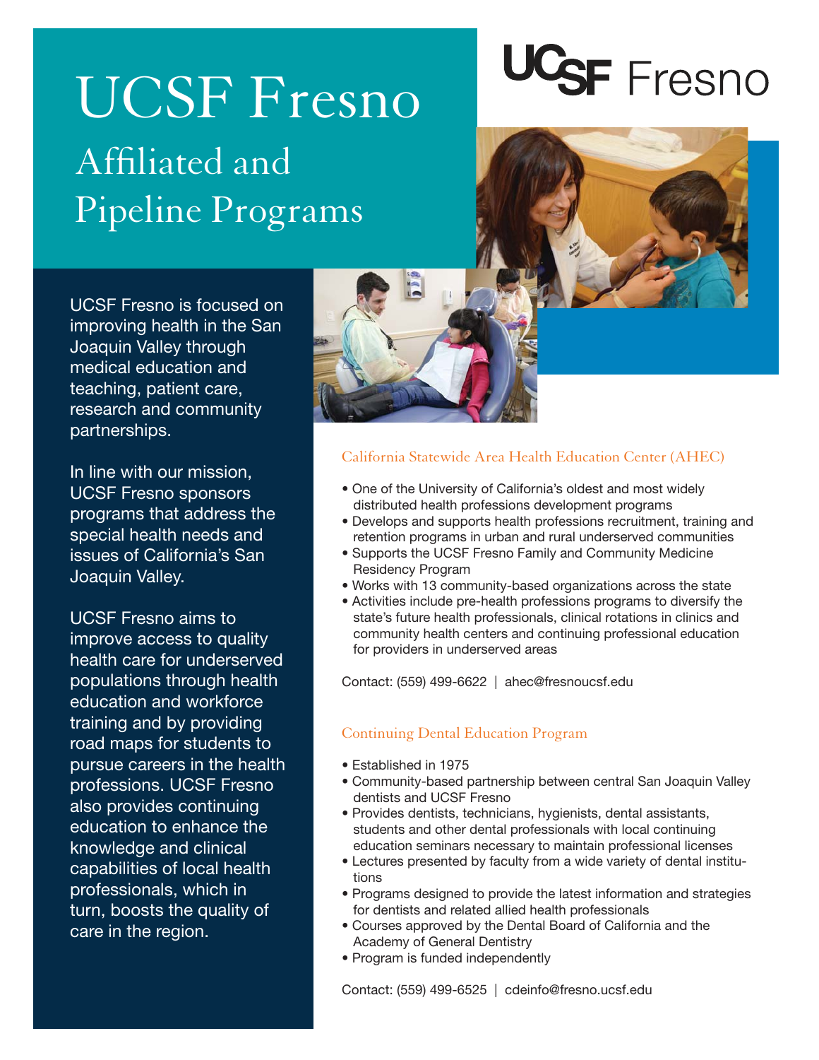# UCSF Fresno

## Affiliated and Pipeline Programs

UCSF Fresno

UCSF Fresno is focused on improving health in the San Joaquin Valley through medical education and teaching, patient care, research and community partnerships.

In line with our mission, UCSF Fresno sponsors programs that address the special health needs and issues of California's San Joaquin Valley.

UCSF Fresno aims to improve access to quality health care for underserved populations through health education and workforce training and by providing road maps for students to pursue careers in the health professions. UCSF Fresno also provides continuing education to enhance the knowledge and clinical capabilities of local health professionals, which in turn, boosts the quality of care in the region.

### California Statewide Area Health Education Center (AHEC)

- One of the University of California's oldest and most widely distributed health professions development programs
- Develops and supports health professions recruitment, training and retention programs in urban and rural underserved communities
- Supports the UCSF Fresno Family and Community Medicine Residency Program
- Works with 13 community-based organizations across the state
- Activities include pre-health professions programs to diversify the state's future health professionals, clinical rotations in clinics and community health centers and continuing professional education for providers in underserved areas

Contact: (559) 499-6622 | ahec@fresnoucsf.edu

### Continuing Dental Education Program

- Established in 1975
- Community-based partnership between central San Joaquin Valley dentists and UCSF Fresno
- Provides dentists, technicians, hygienists, dental assistants, students and other dental professionals with local continuing education seminars necessary to maintain professional licenses
- Lectures presented by faculty from a wide variety of dental institutions
- Programs designed to provide the latest information and strategies for dentists and related allied health professionals
- Courses approved by the Dental Board of California and the Academy of General Dentistry
- Program is funded independently

Contact: (559) 499-6525 | cdeinfo@fresno.ucsf.edu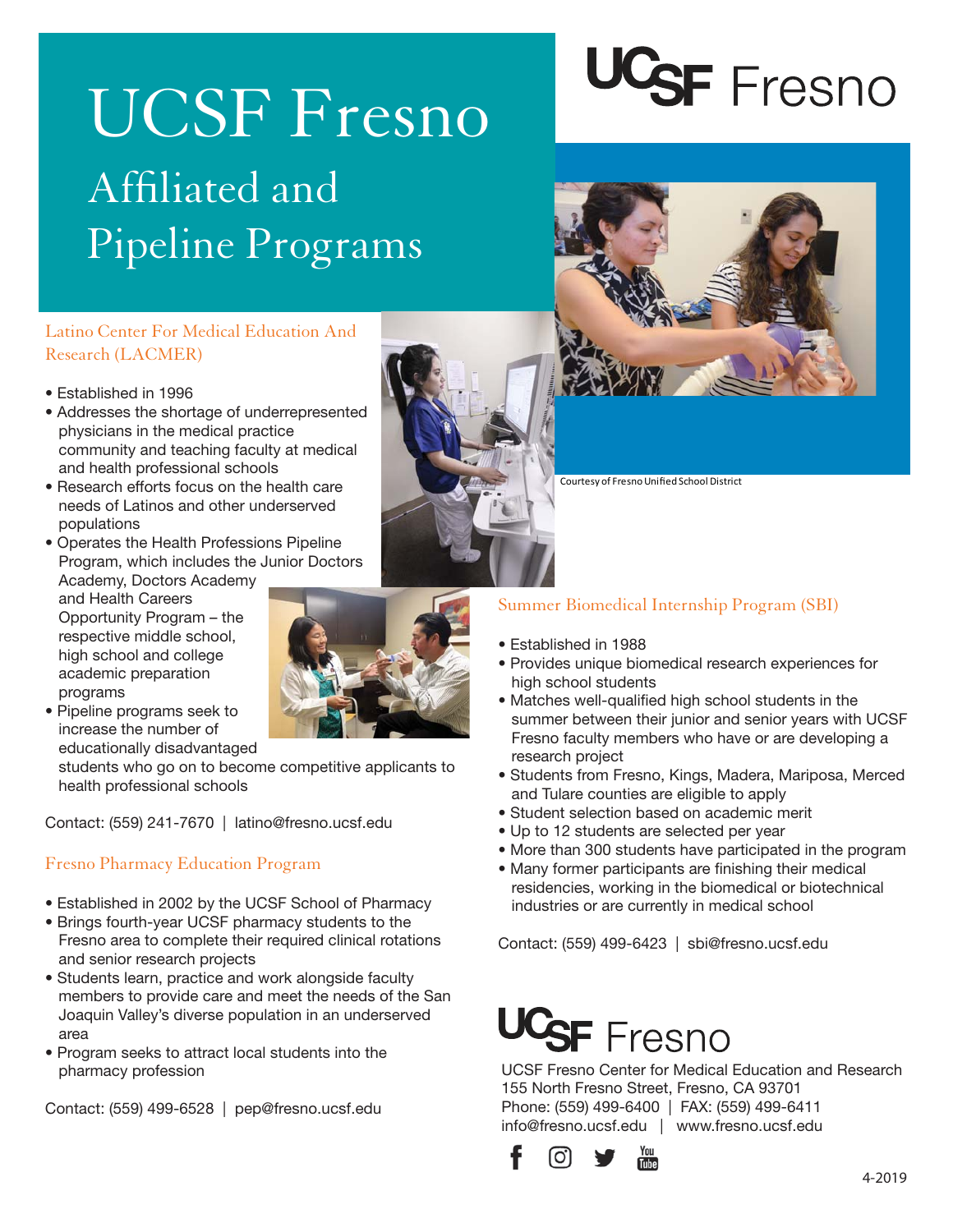# UCSF Fresno

## Affiliated and Pipeline Programs

UCSF Fresno

### Latino Center For Medical Education And Research (LACMER)

- Established in 1996
- Addresses the shortage of underrepresented physicians in the medical practice community and teaching faculty at medical and health professional schools
- Research efforts focus on the health care needs of Latinos and other underserved populations
- Operates the Health Professions Pipeline Program, which includes the Junior Doctors Academy, Doctors Academy and Health Careers Opportunity Program – the respective middle school, high school and college academic preparation programs
- Pipeline programs seek to increase the number of educationally disadvantaged students who go on to become competitive applicants to health professional schools

Contact: (559) 241-7670 | latino@fresno.ucsf.edu

### Fresno Pharmacy Education Program

- Established in 2002 by the UCSF School of Pharmacy
- Brings fourth-year UCSF pharmacy students to the Fresno area to complete their required clinical rotations and senior research projects
- Students learn, practice and work alongside faculty members to provide care and meet the needs of the San Joaquin Valley's diverse population in an underserved area
- Program seeks to attract local students into the pharmacy profession

Contact: (559) 499-6528 | pep@fresno.ucsf.edu

Courtesy of Fresno Unified School District

### Summer Biomedical Internship Program (SBI)

- Established in 1988
- Provides unique biomedical research experiences for high school students
- Matches well-qualified high school students in the summer between their junior and senior years with UCSF Fresno faculty members who have or are developing a research project
- Students from Fresno, Kings, Madera, Mariposa, Merced and Tulare counties are eligible to apply
- Student selection based on academic merit
- Up to 12 students are selected per year
- More than 300 students have participated in the program
- Many former participants are finishing their medical residencies, working in the biomedical or biotechnical industries or are currently in medical school

Contact: (559) 499-6423 | sbi@fresno.ucsf.edu

UCSF Fresno

UCSF Fresno Center for Medical Education and Research
155 North Fresno Street, Fresno, CA 93701
Phone: (559) 499-6400 | FAX: (559) 499-6411
info@fresno.ucsf.edu | www.fresno.ucsf.edu

4-2019